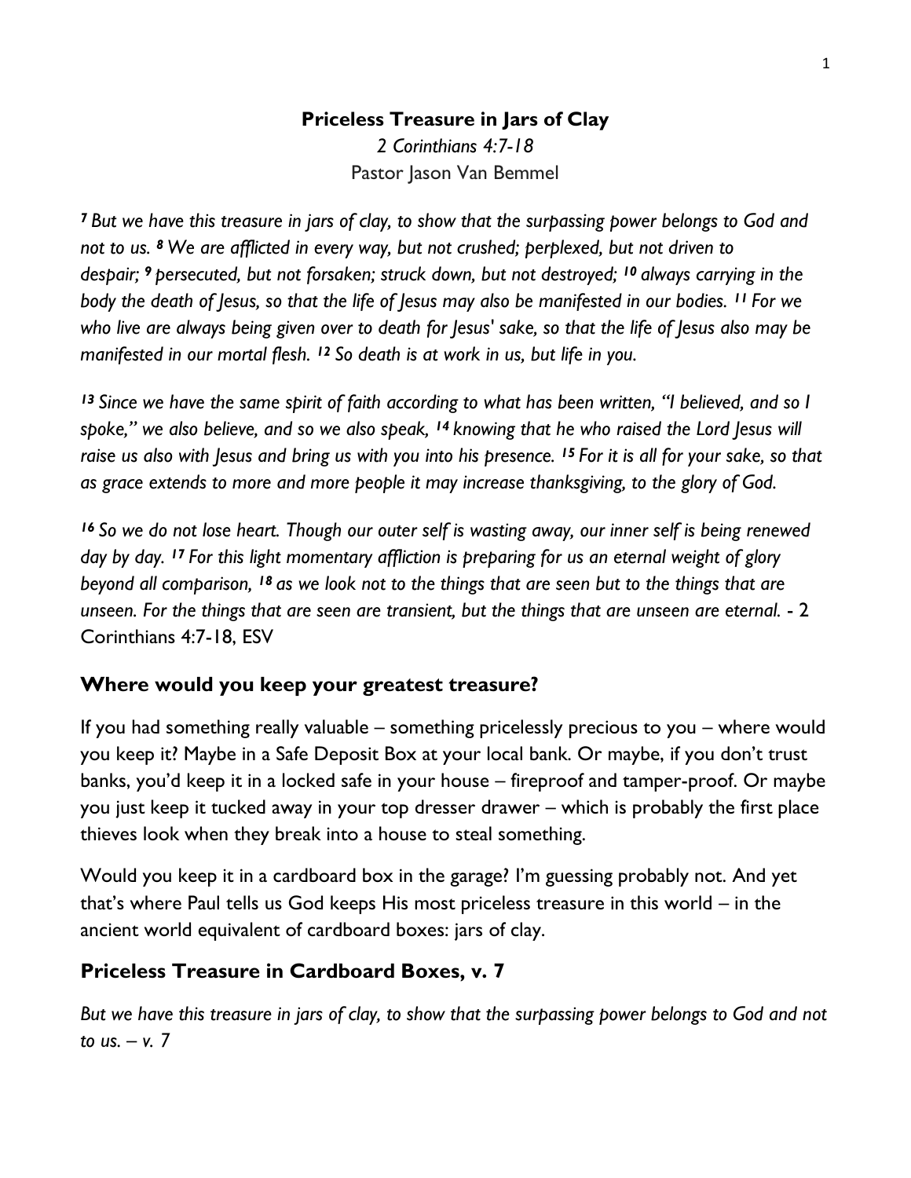**Priceless Treasure in Jars of Clay**

*2 Corinthians 4:7-18*

Pastor Jason Van Bemmel

*[7] But we have this treasure in jars of clay, to show that the surpassing power belongs to God and not to us. [8] We are afflicted in every way, but not crushed; perplexed, but not driven to despair; [9] persecuted, but not forsaken; struck down, but not destroyed; [10] always carrying in the body the death of Jesus, so that the life of Jesus may also be manifested in our bodies. [11] For we who live are always being given over to death for Jesus' sake, so that the life of Jesus also may be manifested in our mortal flesh. [12] So death is at work in us, but life in you.*

*[13] Since we have the same spirit of faith according to what has been written, "I believed, and so I spoke," we also believe, and so we also speak, [14] knowing that he who raised the Lord Jesus will raise us also with Jesus and bring us with you into his presence. [15] For it is all for your sake, so that as grace extends to more and more people it may increase thanksgiving, to the glory of God.*

*[16] So we do not lose heart. Though our outer self is wasting away, our inner self is being renewed day by day. [17] For this light momentary affliction is preparing for us an eternal weight of glory beyond all comparison, [18] as we look not to the things that are seen but to the things that are unseen. For the things that are seen are transient, but the things that are unseen are eternal.* - 2 Corinthians 4:7-18, ESV

## Where would you keep your greatest treasure?

If you had something really valuable – something pricelessly precious to you – where would you keep it? Maybe in a Safe Deposit Box at your local bank. Or maybe, if you don't trust banks, you'd keep it in a locked safe in your house – fireproof and tamper-proof. Or maybe you just keep it tucked away in your top dresser drawer – which is probably the first place thieves look when they break into a house to steal something.

Would you keep it in a cardboard box in the garage? I'm guessing probably not. And yet that's where Paul tells us God keeps His most priceless treasure in this world – in the ancient world equivalent of cardboard boxes: jars of clay.

## Priceless Treasure in Cardboard Boxes, v. 7

*But we have this treasure in jars of clay, to show that the surpassing power belongs to God and not to us. – v. 7*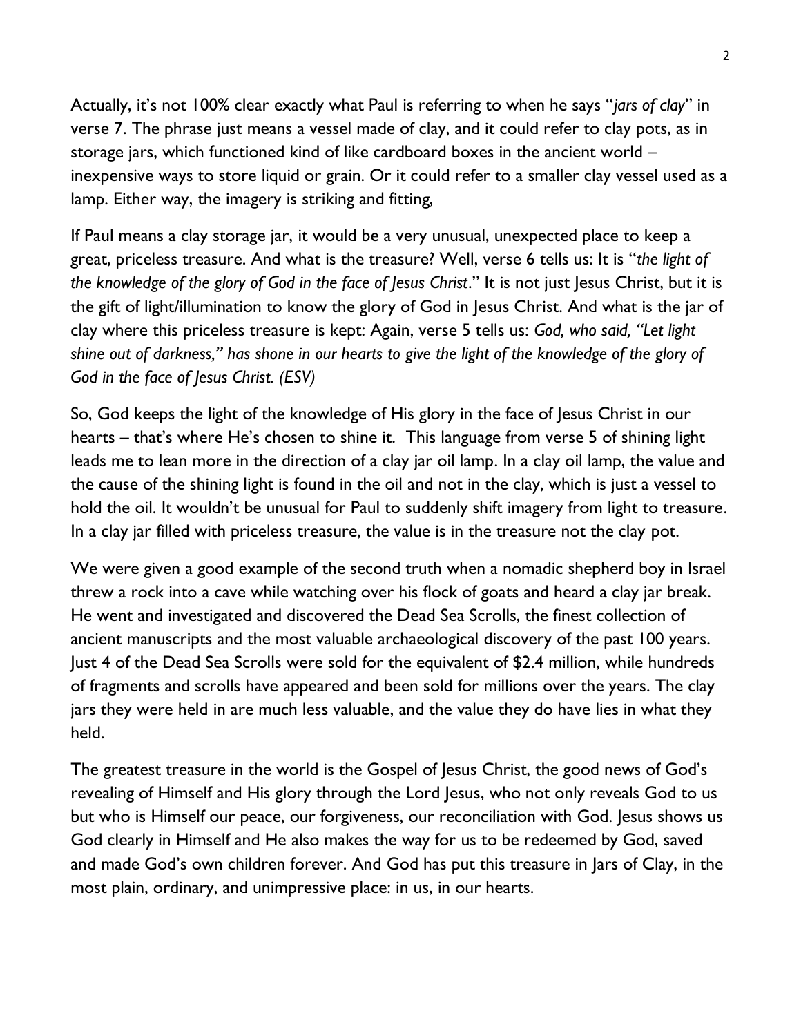Actually, it's not 100% clear exactly what Paul is referring to when he says "*jars of clay*" in verse 7. The phrase just means a vessel made of clay, and it could refer to clay pots, as in storage jars, which functioned kind of like cardboard boxes in the ancient world – inexpensive ways to store liquid or grain. Or it could refer to a smaller clay vessel used as a lamp. Either way, the imagery is striking and fitting,

If Paul means a clay storage jar, it would be a very unusual, unexpected place to keep a great, priceless treasure. And what is the treasure? Well, verse 6 tells us: It is "*the light of the knowledge of the glory of God in the face of Jesus Christ*." It is not just Jesus Christ, but it is the gift of light/illumination to know the glory of God in Jesus Christ. And what is the jar of clay where this priceless treasure is kept: Again, verse 5 tells us: *God, who said, "Let light shine out of darkness," has shone in our hearts to give the light of the knowledge of the glory of God in the face of Jesus Christ. (ESV)*

So, God keeps the light of the knowledge of His glory in the face of Jesus Christ in our hearts – that's where He's chosen to shine it. This language from verse 5 of shining light leads me to lean more in the direction of a clay jar oil lamp. In a clay oil lamp, the value and the cause of the shining light is found in the oil and not in the clay, which is just a vessel to hold the oil. It wouldn't be unusual for Paul to suddenly shift imagery from light to treasure. In a clay jar filled with priceless treasure, the value is in the treasure not the clay pot.

We were given a good example of the second truth when a nomadic shepherd boy in Israel threw a rock into a cave while watching over his flock of goats and heard a clay jar break. He went and investigated and discovered the Dead Sea Scrolls, the finest collection of ancient manuscripts and the most valuable archaeological discovery of the past 100 years. Just 4 of the Dead Sea Scrolls were sold for the equivalent of $2.4 million, while hundreds of fragments and scrolls have appeared and been sold for millions over the years. The clay jars they were held in are much less valuable, and the value they do have lies in what they held.

The greatest treasure in the world is the Gospel of Jesus Christ, the good news of God's revealing of Himself and His glory through the Lord Jesus, who not only reveals God to us but who is Himself our peace, our forgiveness, our reconciliation with God. Jesus shows us God clearly in Himself and He also makes the way for us to be redeemed by God, saved and made God's own children forever. And God has put this treasure in Jars of Clay, in the most plain, ordinary, and unimpressive place: in us, in our hearts.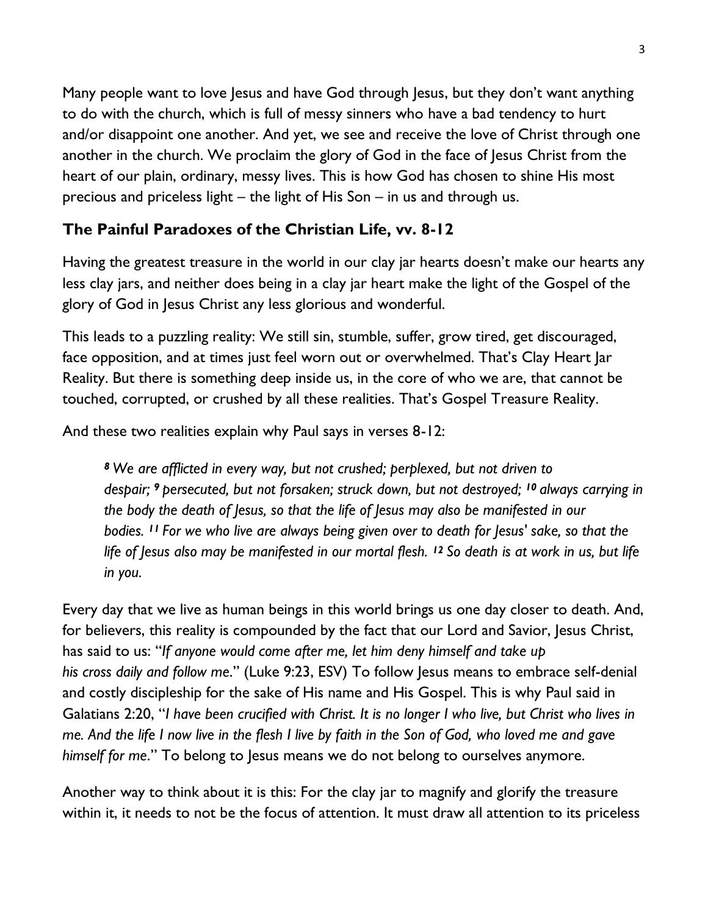Many people want to love Jesus and have God through Jesus, but they don't want anything to do with the church, which is full of messy sinners who have a bad tendency to hurt and/or disappoint one another. And yet, we see and receive the love of Christ through one another in the church. We proclaim the glory of God in the face of Jesus Christ from the heart of our plain, ordinary, messy lives. This is how God has chosen to shine His most precious and priceless light – the light of His Son – in us and through us.

## The Painful Paradoxes of the Christian Life, vv. 8-12

Having the greatest treasure in the world in our clay jar hearts doesn't make our hearts any less clay jars, and neither does being in a clay jar heart make the light of the Gospel of the glory of God in Jesus Christ any less glorious and wonderful.

This leads to a puzzling reality: We still sin, stumble, suffer, grow tired, get discouraged, face opposition, and at times just feel worn out or overwhelmed. That's Clay Heart Jar Reality. But there is something deep inside us, in the core of who we are, that cannot be touched, corrupted, or crushed by all these realities. That's Gospel Treasure Reality.

And these two realities explain why Paul says in verses 8-12:

> ***8*** *We are afflicted in every way, but not crushed; perplexed, but not driven to despair;* ***9*** *persecuted, but not forsaken; struck down, but not destroyed;* ***10*** *always carrying in the body the death of Jesus, so that the life of Jesus may also be manifested in our bodies.* ***11*** *For we who live are always being given over to death for Jesus' sake, so that the life of Jesus also may be manifested in our mortal flesh.* ***12*** *So death is at work in us, but life in you.*

Every day that we live as human beings in this world brings us one day closer to death. And, for believers, this reality is compounded by the fact that our Lord and Savior, Jesus Christ, has said to us: "*If anyone would come after me, let him deny himself and take up his cross daily and follow me.*" (Luke 9:23, ESV) To follow Jesus means to embrace self-denial and costly discipleship for the sake of His name and His Gospel. This is why Paul said in Galatians 2:20, "*I have been crucified with Christ. It is no longer I who live, but Christ who lives in me. And the life I now live in the flesh I live by faith in the Son of God, who loved me and gave himself for me.*" To belong to Jesus means we do not belong to ourselves anymore.

Another way to think about it is this: For the clay jar to magnify and glorify the treasure within it, it needs to not be the focus of attention. It must draw all attention to its priceless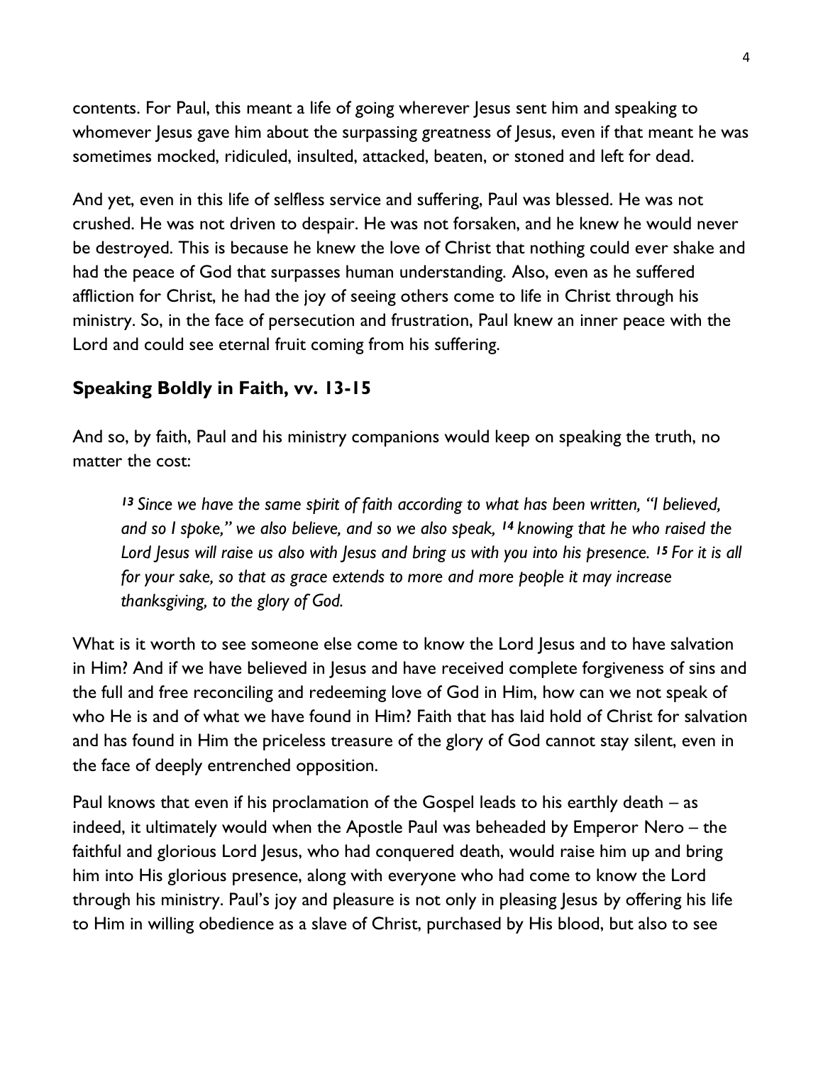contents. For Paul, this meant a life of going wherever Jesus sent him and speaking to whomever Jesus gave him about the surpassing greatness of Jesus, even if that meant he was sometimes mocked, ridiculed, insulted, attacked, beaten, or stoned and left for dead.

And yet, even in this life of selfless service and suffering, Paul was blessed. He was not crushed. He was not driven to despair. He was not forsaken, and he knew he would never be destroyed. This is because he knew the love of Christ that nothing could ever shake and had the peace of God that surpasses human understanding. Also, even as he suffered affliction for Christ, he had the joy of seeing others come to life in Christ through his ministry. So, in the face of persecution and frustration, Paul knew an inner peace with the Lord and could see eternal fruit coming from his suffering.

## Speaking Boldly in Faith, vv. 13-15

And so, by faith, Paul and his ministry companions would keep on speaking the truth, no matter the cost:

> ***13*** *Since we have the same spirit of faith according to what has been written, "I believed, and so I spoke," we also believe, and so we also speak,* ***14*** *knowing that he who raised the Lord Jesus will raise us also with Jesus and bring us with you into his presence.* ***15*** *For it is all for your sake, so that as grace extends to more and more people it may increase thanksgiving, to the glory of God.*

What is it worth to see someone else come to know the Lord Jesus and to have salvation in Him? And if we have believed in Jesus and have received complete forgiveness of sins and the full and free reconciling and redeeming love of God in Him, how can we not speak of who He is and of what we have found in Him? Faith that has laid hold of Christ for salvation and has found in Him the priceless treasure of the glory of God cannot stay silent, even in the face of deeply entrenched opposition.

Paul knows that even if his proclamation of the Gospel leads to his earthly death – as indeed, it ultimately would when the Apostle Paul was beheaded by Emperor Nero – the faithful and glorious Lord Jesus, who had conquered death, would raise him up and bring him into His glorious presence, along with everyone who had come to know the Lord through his ministry. Paul's joy and pleasure is not only in pleasing Jesus by offering his life to Him in willing obedience as a slave of Christ, purchased by His blood, but also to see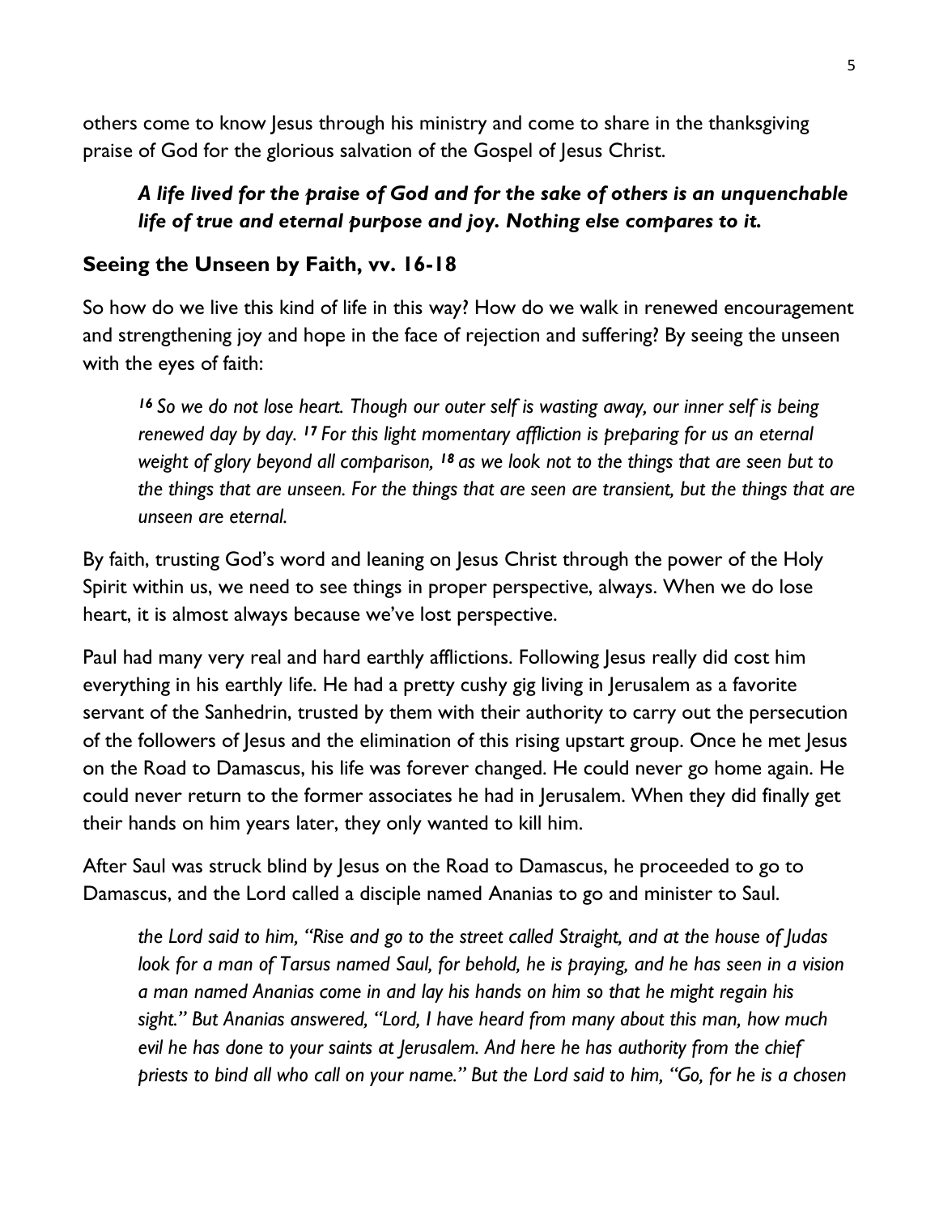others come to know Jesus through his ministry and come to share in the thanksgiving praise of God for the glorious salvation of the Gospel of Jesus Christ.

> ***A life lived for the praise of God and for the sake of others is an unquenchable life of true and eternal purpose and joy. Nothing else compares to it.***

## Seeing the Unseen by Faith, vv. 16-18

So how do we live this kind of life in this way? How do we walk in renewed encouragement and strengthening joy and hope in the face of rejection and suffering? By seeing the unseen with the eyes of faith:

> *16 So we do not lose heart. Though our outer self is wasting away, our inner self is being renewed day by day. 17 For this light momentary affliction is preparing for us an eternal weight of glory beyond all comparison, 18 as we look not to the things that are seen but to the things that are unseen. For the things that are seen are transient, but the things that are unseen are eternal.*

By faith, trusting God's word and leaning on Jesus Christ through the power of the Holy Spirit within us, we need to see things in proper perspective, always. When we do lose heart, it is almost always because we've lost perspective.

Paul had many very real and hard earthly afflictions. Following Jesus really did cost him everything in his earthly life. He had a pretty cushy gig living in Jerusalem as a favorite servant of the Sanhedrin, trusted by them with their authority to carry out the persecution of the followers of Jesus and the elimination of this rising upstart group. Once he met Jesus on the Road to Damascus, his life was forever changed. He could never go home again. He could never return to the former associates he had in Jerusalem. When they did finally get their hands on him years later, they only wanted to kill him.

After Saul was struck blind by Jesus on the Road to Damascus, he proceeded to go to Damascus, and the Lord called a disciple named Ananias to go and minister to Saul.

> *the Lord said to him, "Rise and go to the street called Straight, and at the house of Judas look for a man of Tarsus named Saul, for behold, he is praying, and he has seen in a vision a man named Ananias come in and lay his hands on him so that he might regain his sight." But Ananias answered, "Lord, I have heard from many about this man, how much evil he has done to your saints at Jerusalem. And here he has authority from the chief priests to bind all who call on your name." But the Lord said to him, "Go, for he is a chosen*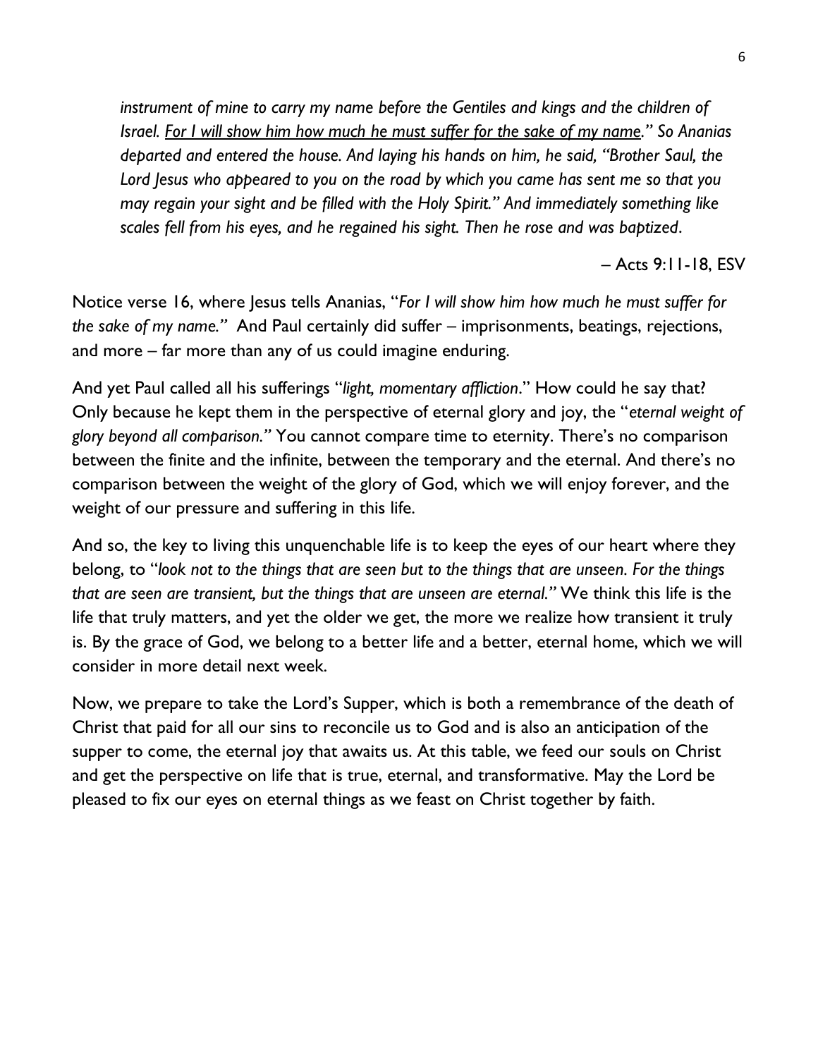*instrument of mine to carry my name before the Gentiles and kings and the children of Israel. <u>For I will show him how much he must suffer for the sake of my name</u>." So Ananias departed and entered the house. And laying his hands on him, he said, "Brother Saul, the Lord Jesus who appeared to you on the road by which you came has sent me so that you may regain your sight and be filled with the Holy Spirit." And immediately something like scales fell from his eyes, and he regained his sight. Then he rose and was baptized*.

– Acts 9:11-18, ESV

Notice verse 16, where Jesus tells Ananias, "*For I will show him how much he must suffer for the sake of my name.*" And Paul certainly did suffer – imprisonments, beatings, rejections, and more – far more than any of us could imagine enduring.

And yet Paul called all his sufferings "*light, momentary affliction*." How could he say that? Only because he kept them in the perspective of eternal glory and joy, the "*eternal weight of glory beyond all comparison.*" You cannot compare time to eternity. There's no comparison between the finite and the infinite, between the temporary and the eternal. And there's no comparison between the weight of the glory of God, which we will enjoy forever, and the weight of our pressure and suffering in this life.

And so, the key to living this unquenchable life is to keep the eyes of our heart where they belong, to "*look not to the things that are seen but to the things that are unseen. For the things that are seen are transient, but the things that are unseen are eternal.*" We think this life is the life that truly matters, and yet the older we get, the more we realize how transient it truly is. By the grace of God, we belong to a better life and a better, eternal home, which we will consider in more detail next week.

Now, we prepare to take the Lord's Supper, which is both a remembrance of the death of Christ that paid for all our sins to reconcile us to God and is also an anticipation of the supper to come, the eternal joy that awaits us. At this table, we feed our souls on Christ and get the perspective on life that is true, eternal, and transformative. May the Lord be pleased to fix our eyes on eternal things as we feast on Christ together by faith.